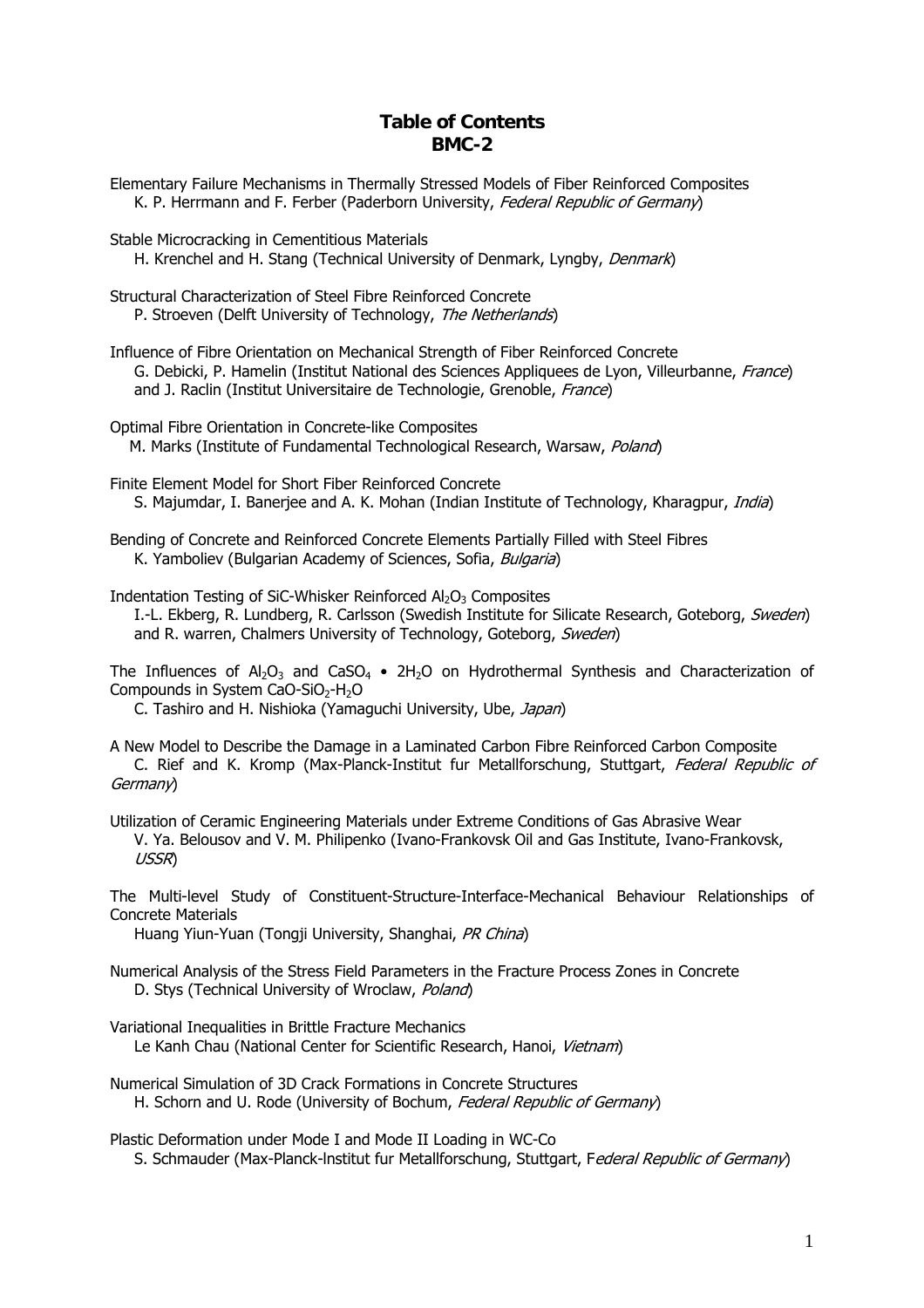# Table of Contents
# BMC-2

Elementary Failure Mechanisms in Thermally Stressed Models of Fiber Reinforced Composites
K. P. Herrmann and F. Ferber (Paderborn University, *Federal Republic of Germany*)

Stable Microcracking in Cementitious Materials
H. Krenchel and H. Stang (Technical University of Denmark, Lyngby, *Denmark*)

Structural Characterization of Steel Fibre Reinforced Concrete
P. Stroeven (Delft University of Technology, *The Netherlands*)

Influence of Fibre Orientation on Mechanical Strength of Fiber Reinforced Concrete
G. Debicki, P. Hamelin (Institut National des Sciences Appliquees de Lyon, Villeurbanne, *France*) and J. Raclin (Institut Universitaire de Technologie, Grenoble, *France*)

Optimal Fibre Orientation in Concrete-like Composites
M. Marks (Institute of Fundamental Technological Research, Warsaw, *Poland*)

Finite Element Model for Short Fiber Reinforced Concrete
S. Majumdar, I. Banerjee and A. K. Mohan (Indian Institute of Technology, Kharagpur, *India*)

Bending of Concrete and Reinforced Concrete Elements Partially Filled with Steel Fibres
K. Yamboliev (Bulgarian Academy of Sciences, Sofia, *Bulgaria*)

Indentation Testing of SiC-Whisker Reinforced $Al_2O_3$ Composites
I.-L. Ekberg, R. Lundberg, R. Carlsson (Swedish Institute for Silicate Research, Goteborg, *Sweden*) and R. warren, Chalmers University of Technology, Goteborg, *Sweden*)

The Influences of $Al_2O_3$ and $CaSO_4 \bullet 2H_2O$ on Hydrothermal Synthesis and Characterization of Compounds in System $CaO$-$SiO_2$-$H_2O$
C. Tashiro and H. Nishioka (Yamaguchi University, Ube, *Japan*)

A New Model to Describe the Damage in a Laminated Carbon Fibre Reinforced Carbon Composite
C. Rief and K. Kromp (Max-Planck-Institut fur Metallforschung, Stuttgart, *Federal Republic of Germany*)

Utilization of Ceramic Engineering Materials under Extreme Conditions of Gas Abrasive Wear
V. Ya. Belousov and V. M. Philipenko (Ivano-Frankovsk Oil and Gas Institute, Ivano-Frankovsk, *USSR*)

The Multi-level Study of Constituent-Structure-Interface-Mechanical Behaviour Relationships of Concrete Materials
Huang Yiun-Yuan (Tongji University, Shanghai, *PR China*)

Numerical Analysis of the Stress Field Parameters in the Fracture Process Zones in Concrete
D. Stys (Technical University of Wroclaw, *Poland*)

Variational Inequalities in Brittle Fracture Mechanics
Le Kanh Chau (National Center for Scientific Research, Hanoi, *Vietnam*)

Numerical Simulation of 3D Crack Formations in Concrete Structures
H. Schorn and U. Rode (University of Bochum, *Federal Republic of Germany*)

Plastic Deformation under Mode I and Mode II Loading in WC-Co
S. Schmauder (Max-Planck-Institut fur Metallforschung, Stuttgart, F*ederal Republic of Germany*)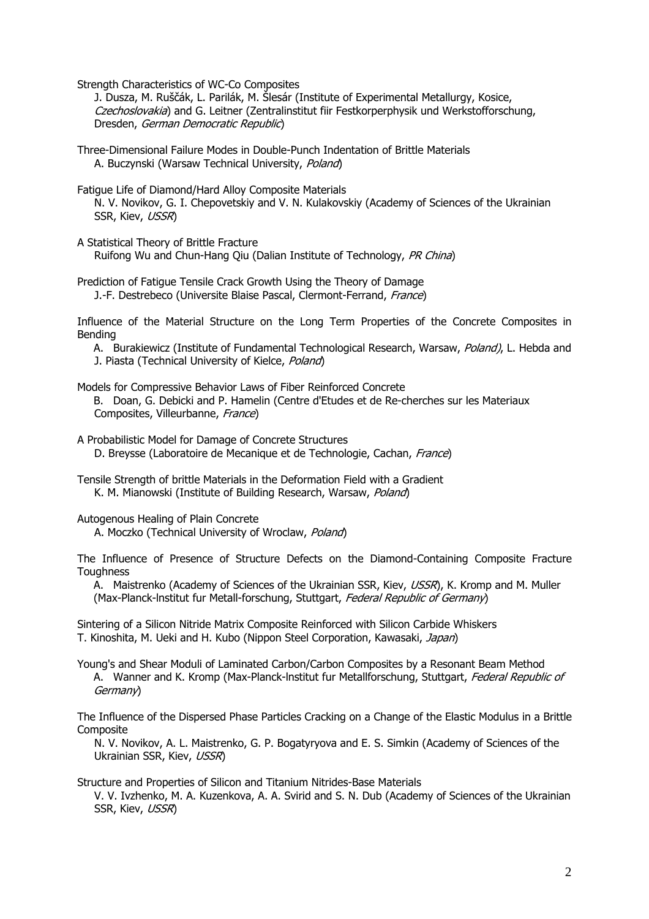Strength Characteristics of WC-Co Composites
J. Dusza, M. Ruščák, L. Parilák, M. Šlesár (Institute of Experimental Metallurgy, Kosice, *Czechoslovakia*) and G. Leitner (Zentralinstitut fiir Festkorperphysik und Werkstofforschung, Dresden, *German Democratic Republic*)

Three-Dimensional Failure Modes in Double-Punch Indentation of Brittle Materials
A. Buczynski (Warsaw Technical University, *Poland*)

Fatigue Life of Diamond/Hard Alloy Composite Materials
N. V. Novikov, G. I. Chepovetskiy and V. N. Kulakovskiy (Academy of Sciences of the Ukrainian SSR, Kiev, *USSR*)

A Statistical Theory of Brittle Fracture
Ruifong Wu and Chun-Hang Qiu (Dalian Institute of Technology, *PR China*)

Prediction of Fatigue Tensile Crack Growth Using the Theory of Damage
J.-F. Destrebeco (Universite Blaise Pascal, Clermont-Ferrand, *France*)

Influence of the Material Structure on the Long Term Properties of the Concrete Composites in Bending
A. Burakiewicz (Institute of Fundamental Technological Research, Warsaw, *Poland)*, L. Hebda and J. Piasta (Technical University of Kielce, *Poland*)

Models for Compressive Behavior Laws of Fiber Reinforced Concrete
B. Doan, G. Debicki and P. Hamelin (Centre d'Etudes et de Re-cherches sur les Materiaux Composites, Villeurbanne, *France*)

A Probabilistic Model for Damage of Concrete Structures
D. Breysse (Laboratoire de Mecanique et de Technologie, Cachan, *France*)

Tensile Strength of brittle Materials in the Deformation Field with a Gradient
K. M. Mianowski (Institute of Building Research, Warsaw, *Poland*)

Autogenous Healing of Plain Concrete
A. Moczko (Technical University of Wroclaw, *Poland*)

The Influence of Presence of Structure Defects on the Diamond-Containing Composite Fracture Toughness
A. Maistrenko (Academy of Sciences of the Ukrainian SSR, Kiev, *USSR*), K. Kromp and M. Muller (Max-Planck-lnstitut fur Metall-forschung, Stuttgart, *Federal Republic of Germany*)

Sintering of a Silicon Nitride Matrix Composite Reinforced with Silicon Carbide Whiskers
T. Kinoshita, M. Ueki and H. Kubo (Nippon Steel Corporation, Kawasaki, *Japan*)

Young's and Shear Moduli of Laminated Carbon/Carbon Composites by a Resonant Beam Method
A. Wanner and K. Kromp (Max-Planck-lnstitut fur Metallforschung, Stuttgart, *Federal Republic of Germany*)

The Influence of the Dispersed Phase Particles Cracking on a Change of the Elastic Modulus in a Brittle Composite
N. V. Novikov, A. L. Maistrenko, G. P. Bogatyryova and E. S. Simkin (Academy of Sciences of the Ukrainian SSR, Kiev, *USSR*)

Structure and Properties of Silicon and Titanium Nitrides-Base Materials
V. V. Ivzhenko, M. A. Kuzenkova, A. A. Svirid and S. N. Dub (Academy of Sciences of the Ukrainian SSR, Kiev, *USSR*)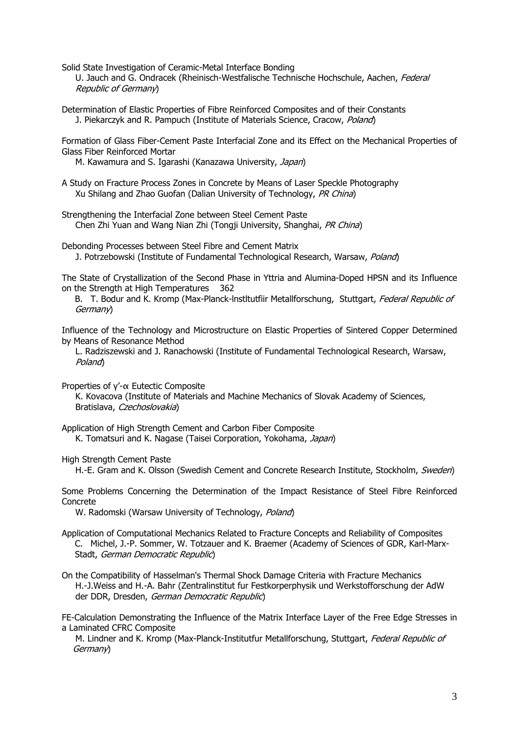Solid State Investigation of Ceramic-Metal Interface Bonding
U. Jauch and G. Ondracek (Rheinisch-Westfalische Technische Hochschule, Aachen, *Federal Republic of Germany*)

Determination of Elastic Properties of Fibre Reinforced Composites and of their Constants
J. Piekarczyk and R. Pampuch (Institute of Materials Science, Cracow, *Poland*)

Formation of Glass Fiber-Cement Paste Interfacial Zone and its Effect on the Mechanical Properties of Glass Fiber Reinforced Mortar
M. Kawamura and S. Igarashi (Kanazawa University, *Japan*)

A Study on Fracture Process Zones in Concrete by Means of Laser Speckle Photography
Xu Shilang and Zhao Guofan (Dalian University of Technology, *PR China*)

Strengthening the Interfacial Zone between Steel Cement Paste
Chen Zhi Yuan and Wang Nian Zhi (Tongji University, Shanghai, *PR China*)

Debonding Processes between Steel Fibre and Cement Matrix
J. Potrzebowski (Institute of Fundamental Technological Research, Warsaw, *Poland*)

The State of Crystallization of the Second Phase in Yttria and Alumina-Doped HPSN and its Influence on the Strength at High Temperatures 362
B. T. Bodur and K. Kromp (Max-Planck-lnstltutfiir Metallforschung, Stuttgart, *Federal Republic of Germany*)

Influence of the Technology and Microstructure on Elastic Properties of Sintered Copper Determined by Means of Resonance Method
L. Radziszewski and J. Ranachowski (Institute of Fundamental Technological Research, Warsaw, *Poland*)

Properties of γ'-α Eutectic Composite
K. Kovacova (Institute of Materials and Machine Mechanics of Slovak Academy of Sciences, Bratislava, *Czechoslovakia*)

Application of High Strength Cement and Carbon Fiber Composite
K. Tomatsuri and K. Nagase (Taisei Corporation, Yokohama, *Japan*)

High Strength Cement Paste
H.-E. Gram and K. Olsson (Swedish Cement and Concrete Research Institute, Stockholm, *Sweden*)

Some Problems Concerning the Determination of the Impact Resistance of Steel Fibre Reinforced Concrete
W. Radomski (Warsaw University of Technology, *Poland*)

Application of Computational Mechanics Related to Fracture Concepts and Reliability of Composites
C. Michel, J.-P. Sommer, W. Totzauer and K. Braemer (Academy of Sciences of GDR, Karl-Marx-Stadt, *German Democratic Republic*)

On the Compatibility of Hasselman's Thermal Shock Damage Criteria with Fracture Mechanics
H.-J.Weiss and H.-A. Bahr (Zentralinstitut fur Festkorperphysik und Werkstofforschung der AdW der DDR, Dresden, *German Democratic Republic*)

FE-Calculation Demonstrating the Influence of the Matrix Interface Layer of the Free Edge Stresses in a Laminated CFRC Composite
M. Lindner and K. Kromp (Max-Planck-Institutfur Metallforschung, Stuttgart, *Federal Republic of Germany*)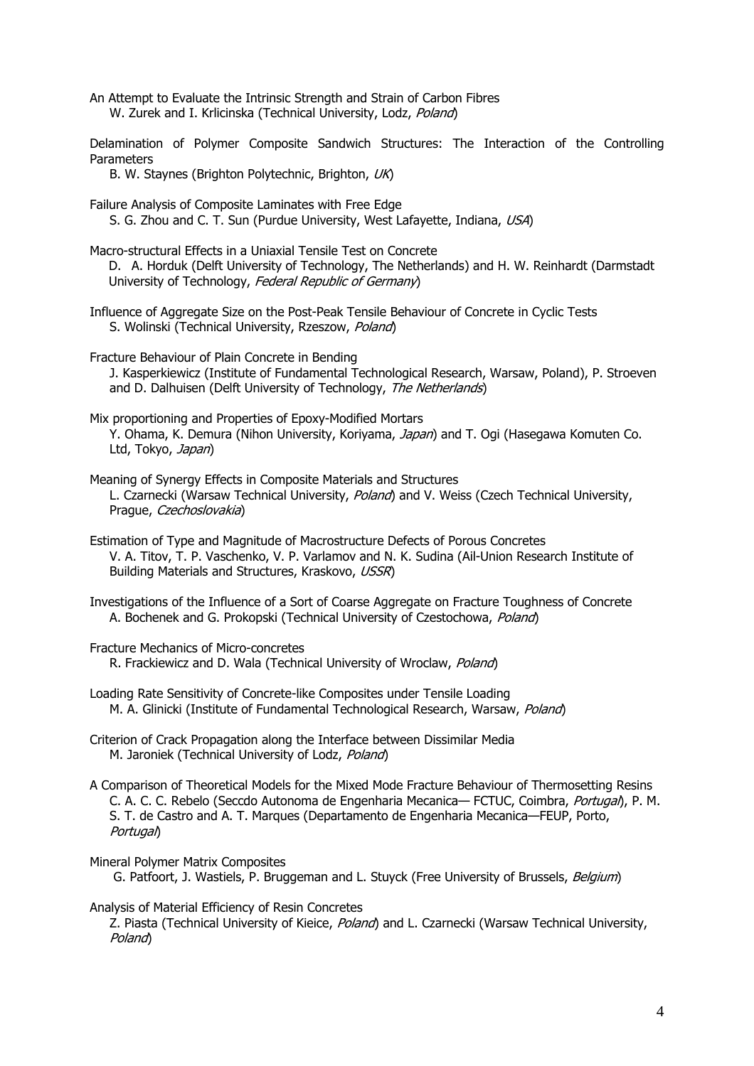An Attempt to Evaluate the Intrinsic Strength and Strain of Carbon Fibres
W. Zurek and I. Krlicinska (Technical University, Lodz, *Poland*)

Delamination of Polymer Composite Sandwich Structures: The Interaction of the Controlling Parameters
B. W. Staynes (Brighton Polytechnic, Brighton, *UK*)

Failure Analysis of Composite Laminates with Free Edge
S. G. Zhou and C. T. Sun (Purdue University, West Lafayette, Indiana, *USA*)

Macro-structural Effects in a Uniaxial Tensile Test on Concrete
D. A. Horduk (Delft University of Technology, The Netherlands) and H. W. Reinhardt (Darmstadt University of Technology, *Federal Republic of Germany*)

Influence of Aggregate Size on the Post-Peak Tensile Behaviour of Concrete in Cyclic Tests
S. Wolinski (Technical University, Rzeszow, *Poland*)

Fracture Behaviour of Plain Concrete in Bending
J. Kasperkiewicz (Institute of Fundamental Technological Research, Warsaw, Poland), P. Stroeven and D. Dalhuisen (Delft University of Technology, *The Netherlands*)

Mix proportioning and Properties of Epoxy-Modified Mortars
Y. Ohama, K. Demura (Nihon University, Koriyama, *Japan*) and T. Ogi (Hasegawa Komuten Co. Ltd, Tokyo, *Japan*)

Meaning of Synergy Effects in Composite Materials and Structures
L. Czarnecki (Warsaw Technical University, *Poland*) and V. Weiss (Czech Technical University, Prague, *Czechoslovakia*)

Estimation of Type and Magnitude of Macrostructure Defects of Porous Concretes
V. A. Titov, T. P. Vaschenko, V. P. Varlamov and N. K. Sudina (Ail-Union Research Institute of Building Materials and Structures, Kraskovo, *USSR*)

Investigations of the Influence of a Sort of Coarse Aggregate on Fracture Toughness of Concrete
A. Bochenek and G. Prokopski (Technical University of Czestochowa, *Poland*)

Fracture Mechanics of Micro-concretes
R. Frackiewicz and D. Wala (Technical University of Wroclaw, *Poland*)

Loading Rate Sensitivity of Concrete-like Composites under Tensile Loading
M. A. Glinicki (Institute of Fundamental Technological Research, Warsaw, *Poland*)

Criterion of Crack Propagation along the Interface between Dissimilar Media
M. Jaroniek (Technical University of Lodz, *Poland*)

A Comparison of Theoretical Models for the Mixed Mode Fracture Behaviour of Thermosetting Resins
C. A. C. C. Rebelo (Seccdo Autonoma de Engenharia Mecanica— FCTUC, Coimbra, *Portugal*), P. M. S. T. de Castro and A. T. Marques (Departamento de Engenharia Mecanica—FEUP, Porto, *Portugal*)

Mineral Polymer Matrix Composites
G. Patfoort, J. Wastiels, P. Bruggeman and L. Stuyck (Free University of Brussels, *Belgium*)

Analysis of Material Efficiency of Resin Concretes
Z. Piasta (Technical University of Kieice, *Poland*) and L. Czarnecki (Warsaw Technical University, *Poland*)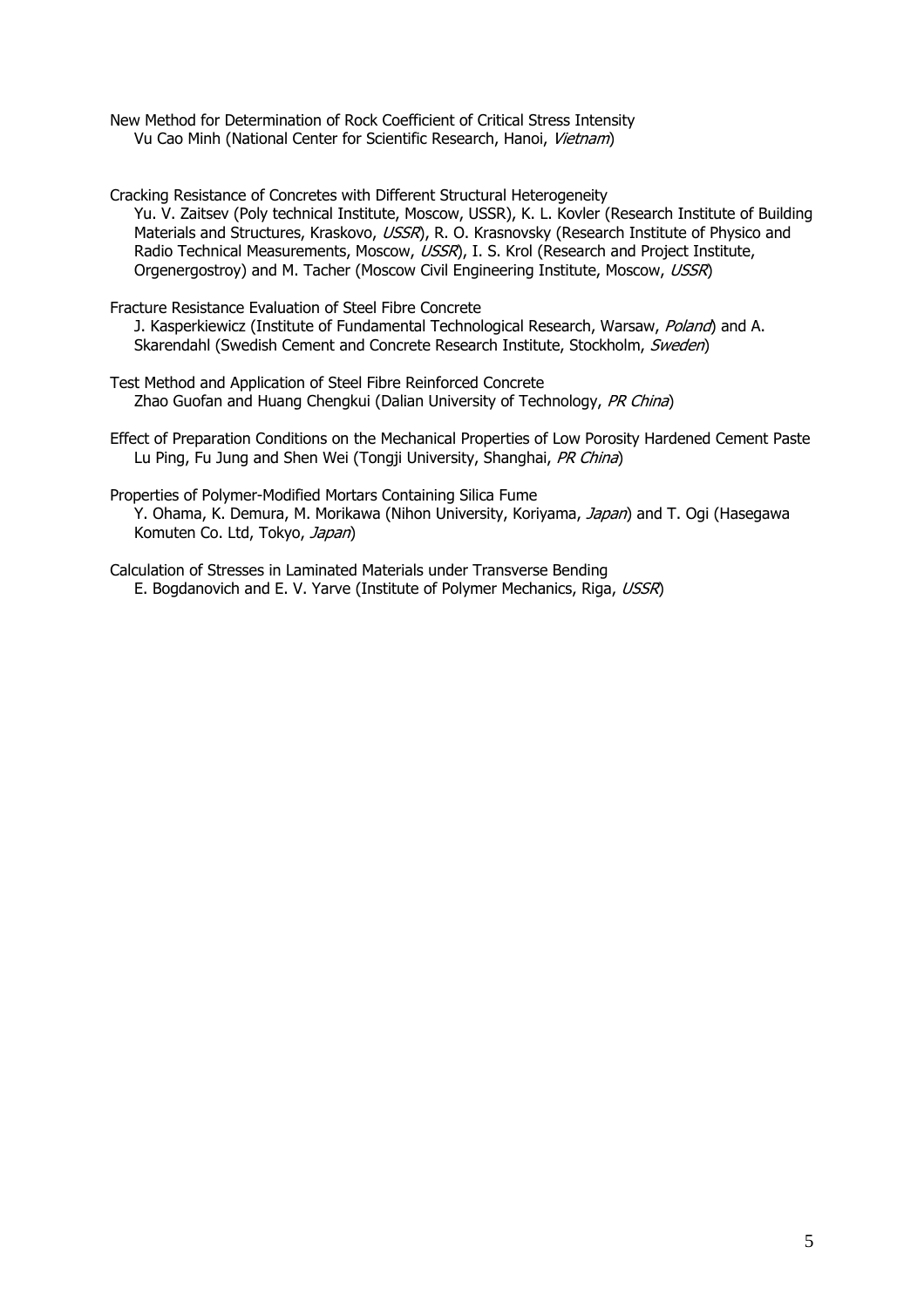New Method for Determination of Rock Coefficient of Critical Stress Intensity
Vu Cao Minh (National Center for Scientific Research, Hanoi, *Vietnam*)

Cracking Resistance of Concretes with Different Structural Heterogeneity
Yu. V. Zaitsev (Poly technical Institute, Moscow, USSR), K. L. Kovler (Research Institute of Building Materials and Structures, Kraskovo, *USSR*), R. O. Krasnovsky (Research Institute of Physico and Radio Technical Measurements, Moscow, *USSR*), I. S. Krol (Research and Project Institute, Orgenergostroy) and M. Tacher (Moscow Civil Engineering Institute, Moscow, *USSR*)

Fracture Resistance Evaluation of Steel Fibre Concrete
J. Kasperkiewicz (Institute of Fundamental Technological Research, Warsaw, *Poland*) and A. Skarendahl (Swedish Cement and Concrete Research Institute, Stockholm, *Sweden*)

Test Method and Application of Steel Fibre Reinforced Concrete
Zhao Guofan and Huang Chengkui (Dalian University of Technology, *PR China*)

Effect of Preparation Conditions on the Mechanical Properties of Low Porosity Hardened Cement Paste
Lu Ping, Fu Jung and Shen Wei (Tongji University, Shanghai, *PR China*)

Properties of Polymer-Modified Mortars Containing Silica Fume
Y. Ohama, K. Demura, M. Morikawa (Nihon University, Koriyama, *Japan*) and T. Ogi (Hasegawa Komuten Co. Ltd, Tokyo, *Japan*)

Calculation of Stresses in Laminated Materials under Transverse Bending
E. Bogdanovich and E. V. Yarve (Institute of Polymer Mechanics, Riga, *USSR*)